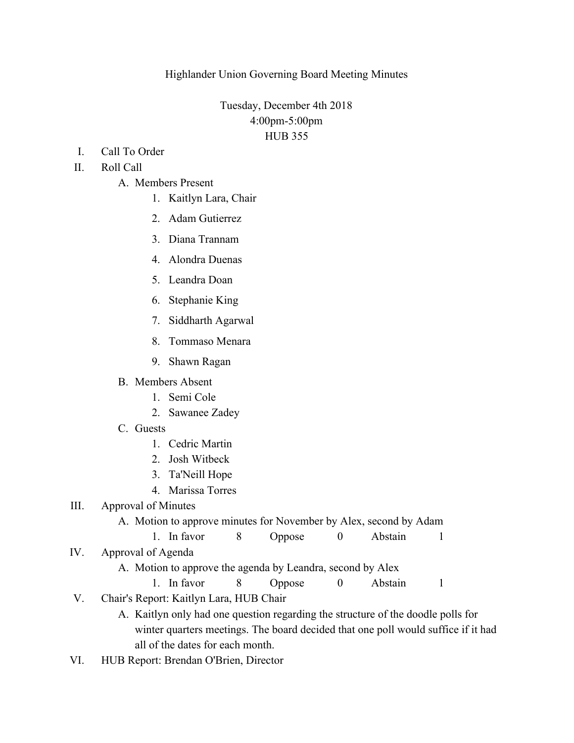Highlander Union Governing Board Meeting Minutes

Tuesday, December 4th 2018
4:00pm-5:00pm
HUB 355

I. Call To Order
II. Roll Call
   A. Members Present
      1. Kaitlyn Lara, Chair
      2. Adam Gutierrez
      3. Diana Trannam
      4. Alondra Duenas
      5. Leandra Doan
      6. Stephanie King
      7. Siddharth Agarwal
      8. Tommaso Menara
      9. Shawn Ragan
   B. Members Absent
      1. Semi Cole
      2. Sawanee Zadey
   C. Guests
      1. Cedric Martin
      2. Josh Witbeck
      3. Ta'Neill Hope
      4. Marissa Torres
III. Approval of Minutes
   A. Motion to approve minutes for November by Alex, second by Adam
      1. In favor 8 Oppose 0 Abstain 1
IV. Approval of Agenda
   A. Motion to approve the agenda by Leandra, second by Alex
      1. In favor 8 Oppose 0 Abstain 1
V. Chair's Report: Kaitlyn Lara, HUB Chair
   A. Kaitlyn only had one question regarding the structure of the doodle polls for winter quarters meetings. The board decided that one poll would suffice if it had all of the dates for each month.
VI. HUB Report: Brendan O'Brien, Director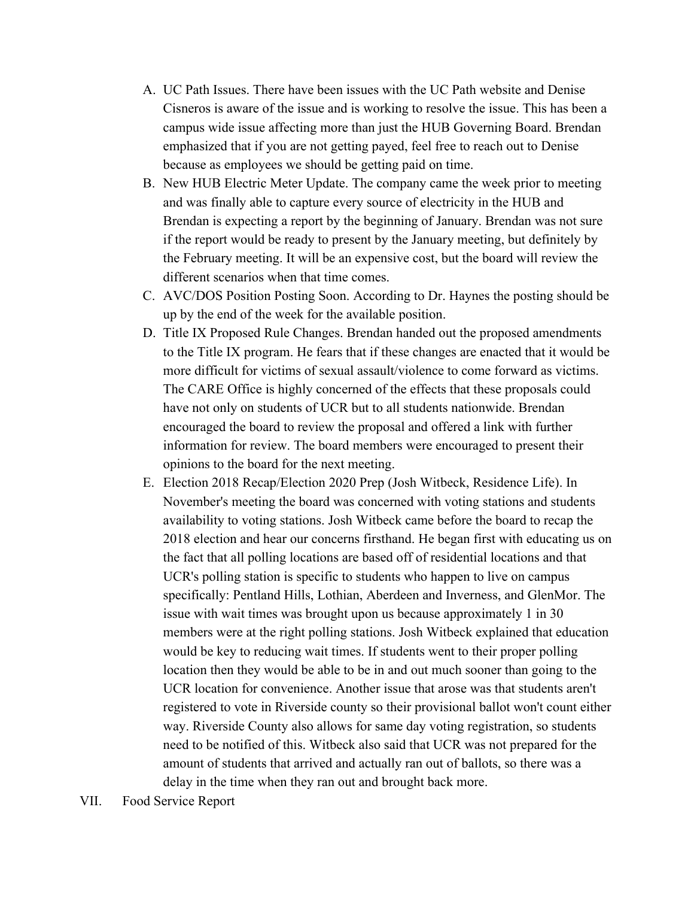A. UC Path Issues. There have been issues with the UC Path website and Denise Cisneros is aware of the issue and is working to resolve the issue. This has been a campus wide issue affecting more than just the HUB Governing Board. Brendan emphasized that if you are not getting payed, feel free to reach out to Denise because as employees we should be getting paid on time.

B. New HUB Electric Meter Update. The company came the week prior to meeting and was finally able to capture every source of electricity in the HUB and Brendan is expecting a report by the beginning of January. Brendan was not sure if the report would be ready to present by the January meeting, but definitely by the February meeting. It will be an expensive cost, but the board will review the different scenarios when that time comes.

C. AVC/DOS Position Posting Soon. According to Dr. Haynes the posting should be up by the end of the week for the available position.

D. Title IX Proposed Rule Changes. Brendan handed out the proposed amendments to the Title IX program. He fears that if these changes are enacted that it would be more difficult for victims of sexual assault/violence to come forward as victims. The CARE Office is highly concerned of the effects that these proposals could have not only on students of UCR but to all students nationwide. Brendan encouraged the board to review the proposal and offered a link with further information for review. The board members were encouraged to present their opinions to the board for the next meeting.

E. Election 2018 Recap/Election 2020 Prep (Josh Witbeck, Residence Life). In November's meeting the board was concerned with voting stations and students availability to voting stations. Josh Witbeck came before the board to recap the 2018 election and hear our concerns firsthand. He began first with educating us on the fact that all polling locations are based off of residential locations and that UCR's polling station is specific to students who happen to live on campus specifically: Pentland Hills, Lothian, Aberdeen and Inverness, and GlenMor. The issue with wait times was brought upon us because approximately 1 in 30 members were at the right polling stations. Josh Witbeck explained that education would be key to reducing wait times. If students went to their proper polling location then they would be able to be in and out much sooner than going to the UCR location for convenience. Another issue that arose was that students aren't registered to vote in Riverside county so their provisional ballot won't count either way. Riverside County also allows for same day voting registration, so students need to be notified of this. Witbeck also said that UCR was not prepared for the amount of students that arrived and actually ran out of ballots, so there was a delay in the time when they ran out and brought back more.

VII. Food Service Report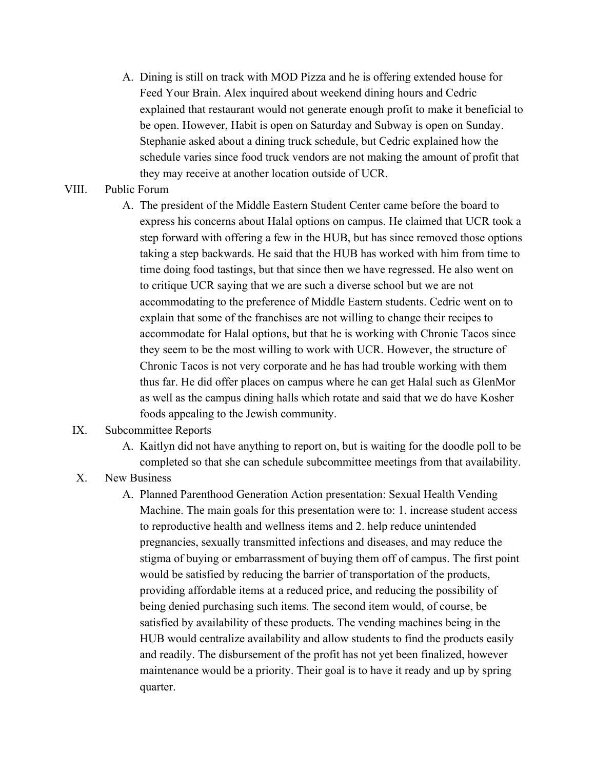A. Dining is still on track with MOD Pizza and he is offering extended house for Feed Your Brain. Alex inquired about weekend dining hours and Cedric explained that restaurant would not generate enough profit to make it beneficial to be open. However, Habit is open on Saturday and Subway is open on Sunday. Stephanie asked about a dining truck schedule, but Cedric explained how the schedule varies since food truck vendors are not making the amount of profit that they may receive at another location outside of UCR.

VIII. Public Forum

A. The president of the Middle Eastern Student Center came before the board to express his concerns about Halal options on campus. He claimed that UCR took a step forward with offering a few in the HUB, but has since removed those options taking a step backwards. He said that the HUB has worked with him from time to time doing food tastings, but that since then we have regressed. He also went on to critique UCR saying that we are such a diverse school but we are not accommodating to the preference of Middle Eastern students. Cedric went on to explain that some of the franchises are not willing to change their recipes to accommodate for Halal options, but that he is working with Chronic Tacos since they seem to be the most willing to work with UCR. However, the structure of Chronic Tacos is not very corporate and he has had trouble working with them thus far. He did offer places on campus where he can get Halal such as GlenMor as well as the campus dining halls which rotate and said that we do have Kosher foods appealing to the Jewish community.

IX. Subcommittee Reports

A. Kaitlyn did not have anything to report on, but is waiting for the doodle poll to be completed so that she can schedule subcommittee meetings from that availability.

X. New Business

A. Planned Parenthood Generation Action presentation: Sexual Health Vending Machine. The main goals for this presentation were to: 1. increase student access to reproductive health and wellness items and 2. help reduce unintended pregnancies, sexually transmitted infections and diseases, and may reduce the stigma of buying or embarrassment of buying them off of campus. The first point would be satisfied by reducing the barrier of transportation of the products, providing affordable items at a reduced price, and reducing the possibility of being denied purchasing such items. The second item would, of course, be satisfied by availability of these products. The vending machines being in the HUB would centralize availability and allow students to find the products easily and readily. The disbursement of the profit has not yet been finalized, however maintenance would be a priority. Their goal is to have it ready and up by spring quarter.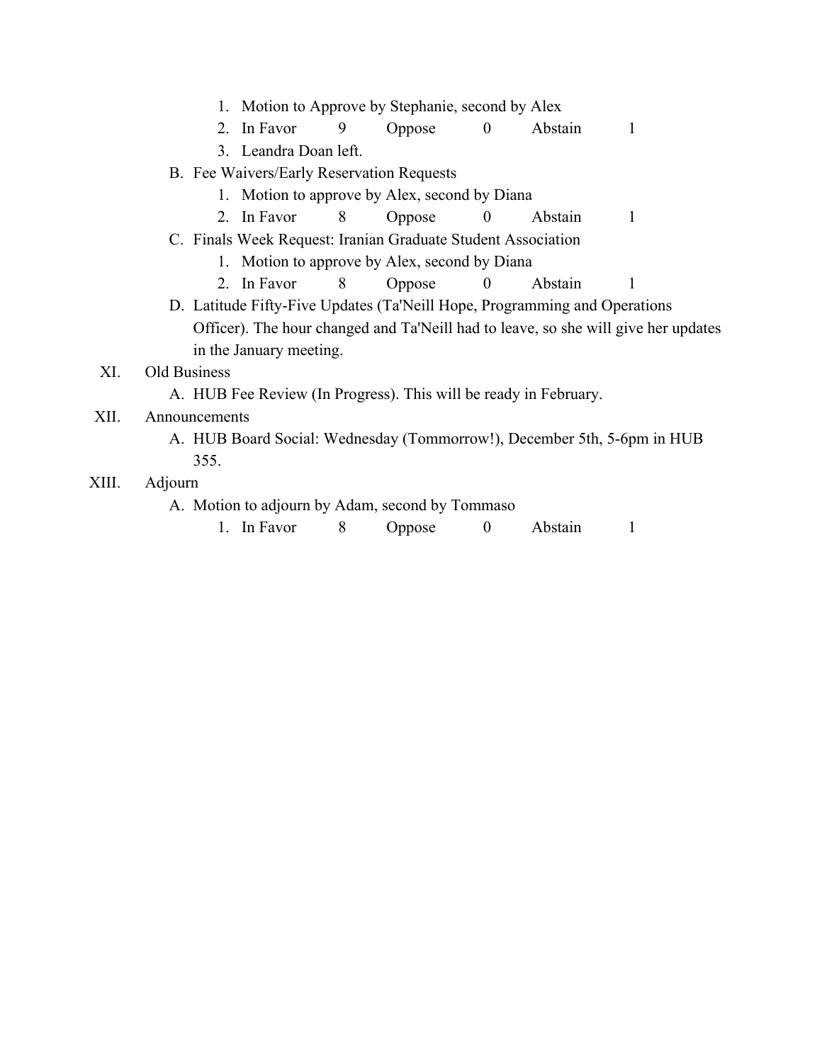1. Motion to Approve by Stephanie, second by Alex
2. In Favor 9 Oppose 0 Abstain 1
3. Leandra Doan left.

B. Fee Waivers/Early Reservation Requests

1. Motion to approve by Alex, second by Diana
2. In Favor 8 Oppose 0 Abstain 1

C. Finals Week Request: Iranian Graduate Student Association

1. Motion to approve by Alex, second by Diana
2. In Favor 8 Oppose 0 Abstain 1

D. Latitude Fifty-Five Updates (Ta'Neill Hope, Programming and Operations Officer). The hour changed and Ta'Neill had to leave, so she will give her updates in the January meeting.

XI. Old Business

A. HUB Fee Review (In Progress). This will be ready in February.

XII. Announcements

A. HUB Board Social: Wednesday (Tommorrow!), December 5th, 5-6pm in HUB 355.

XIII. Adjourn

A. Motion to adjourn by Adam, second by Tommaso

1. In Favor 8 Oppose 0 Abstain 1